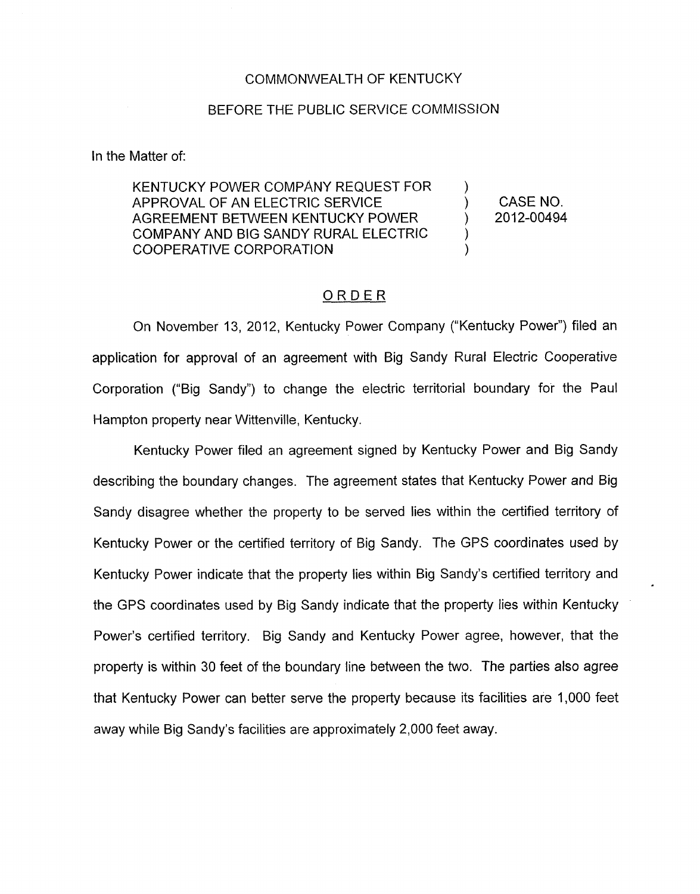COMMONWEALTH OF KENTUCKY

BEFORE THE PUBLIC SERVICE COMMISSION

In the Matter of:

| | | |
|---|---|---|
| KENTUCKY POWER COMPANY REQUEST FOR APPROVAL OF AN ELECTRIC SERVICE AGREEMENT BETWEEN KENTUCKY POWER COMPANY AND BIG SANDY RURAL ELECTRIC COOPERATIVE CORPORATION | ) | CASE NO. 2012-00494 |

## ORDER

On November 13, 2012, Kentucky Power Company ("Kentucky Power") filed an application for approval of an agreement with Big Sandy Rural Electric Cooperative Corporation ("Big Sandy") to change the electric territorial boundary for the Paul Hampton property near Wittenville, Kentucky.

Kentucky Power filed an agreement signed by Kentucky Power and Big Sandy describing the boundary changes. The agreement states that Kentucky Power and Big Sandy disagree whether the property to be served lies within the certified territory of Kentucky Power or the certified territory of Big Sandy. The GPS coordinates used by Kentucky Power indicate that the property lies within Big Sandy's certified territory and the GPS coordinates used by Big Sandy indicate that the property lies within Kentucky Power's certified territory. Big Sandy and Kentucky Power agree, however, that the property is within 30 feet of the boundary line between the two. The parties also agree that Kentucky Power can better serve the property because its facilities are 1,000 feet away while Big Sandy's facilities are approximately 2,000 feet away.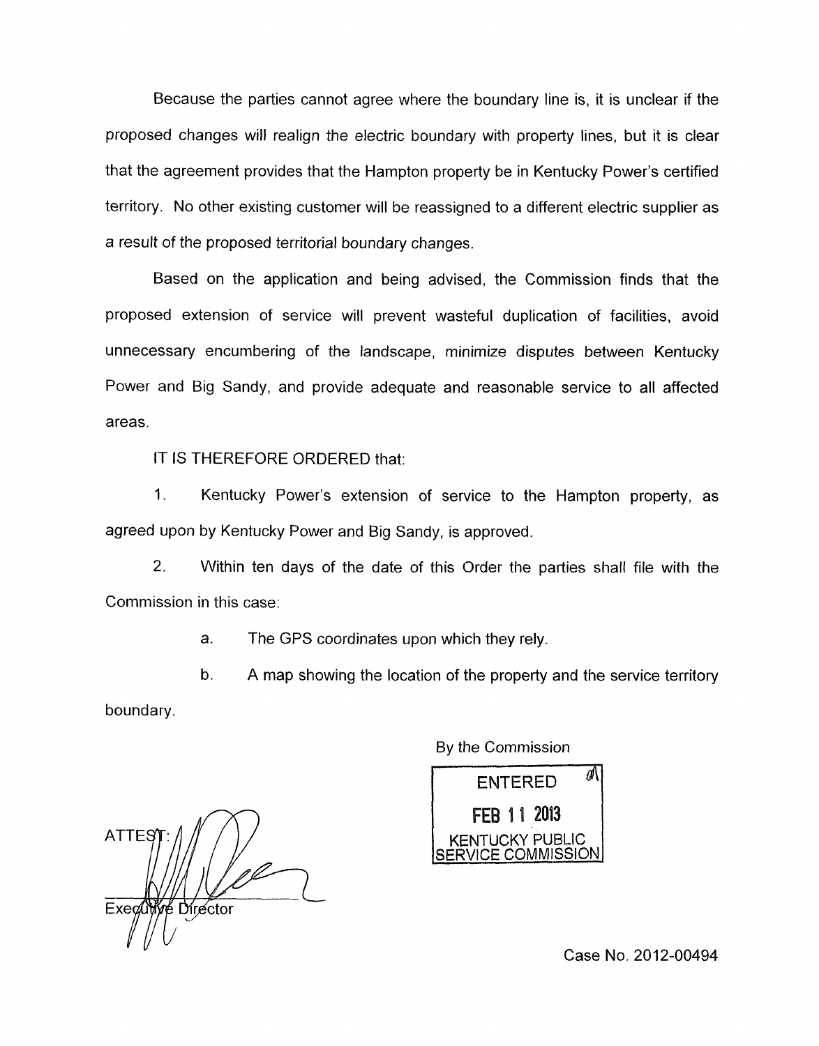Because the parties cannot agree where the boundary line is, it is unclear if the proposed changes will realign the electric boundary with property lines, but it is clear that the agreement provides that the Hampton property be in Kentucky Power's certified territory. No other existing customer will be reassigned to a different electric supplier as a result of the proposed territorial boundary changes.

Based on the application and being advised, the Commission finds that the proposed extension of service will prevent wasteful duplication of facilities, avoid unnecessary encumbering of the landscape, minimize disputes between Kentucky Power and Big Sandy, and provide adequate and reasonable service to all affected areas.

IT IS THEREFORE ORDERED that:

1. Kentucky Power's extension of service to the Hampton property, as agreed upon by Kentucky Power and Big Sandy, is approved.

2. Within ten days of the date of this Order the parties shall file with the Commission in this case:

   a. The GPS coordinates upon which they rely.

   b. A map showing the location of the property and the service territory boundary.

By the Commission

ENTERED
FEB 11 2013
KENTUCKY PUBLIC SERVICE COMMISSION

ATTEST:

Executive Director

Case No. 2012-00494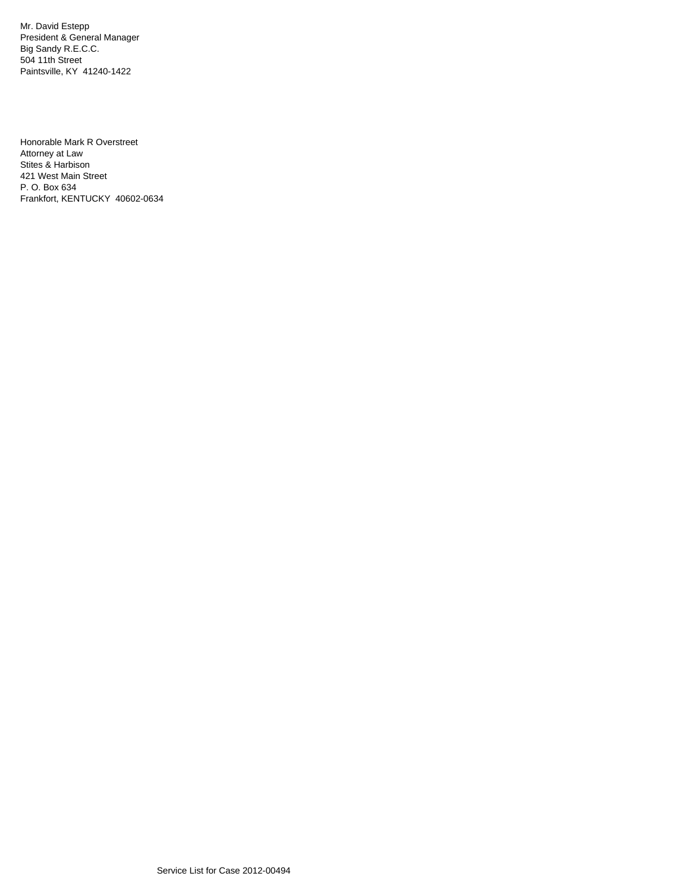Mr. David Estepp
President & General Manager
Big Sandy R.E.C.C.
504 11th Street
Paintsville, KY 41240-1422

Honorable Mark R Overstreet
Attorney at Law
Stites & Harbison
421 West Main Street
P. O. Box 634
Frankfort, KENTUCKY 40602-0634

Service List for Case 2012-00494